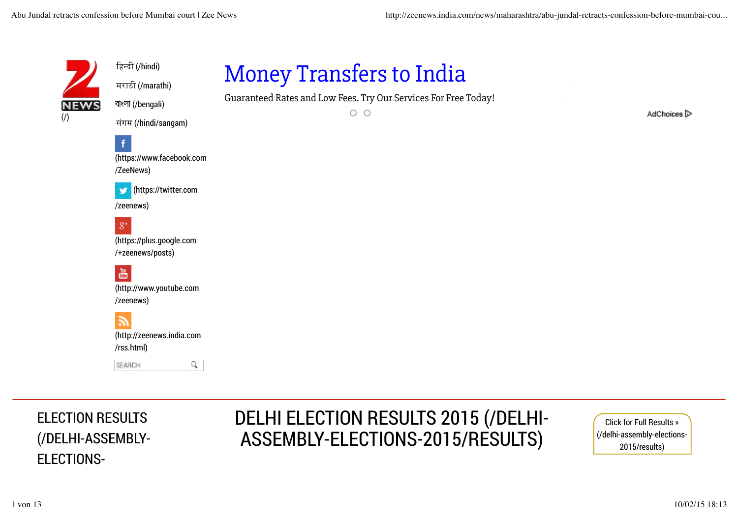(/)

हिन्दी (/hindi)

मराठी (/marathi)

বাংলা (/bengali)

संगम (/hindi/sangam)

(https://www.facebook.com/ZeeNews)

(https://twitter.com/zeenews)

(https://plus.google.com/+zeenews/posts)

(http://www.youtube.com/zeenews)

(http://zeenews.india.com/rss.html)

SEARCH

# Money Transfers to India

Guaranteed Rates and Low Fees. Try Our Services For Free Today!

AdChoices

ELECTION RESULTS (/DELHI-ASSEMBLY-ELECTIONS-

# DELHI ELECTION RESULTS 2015 (/DELHI-ASSEMBLY-ELECTIONS-2015/RESULTS)

Click for Full Results » (/delhi-assembly-elections-2015/results)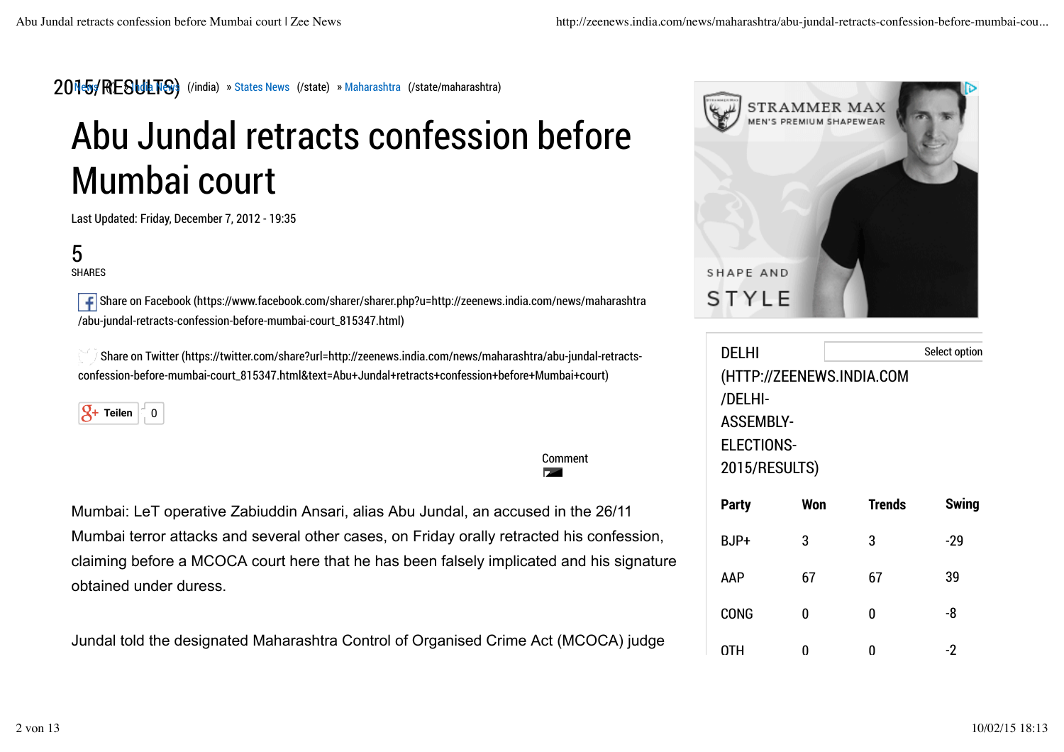2015/RESULTS) News (/) » India News (/india) » States News (/state) » Maharashtra (/state/maharashtra)

# Abu Jundal retracts confession before Mumbai court

Last Updated: Friday, December 7, 2012 - 19:35

5
SHARES

Share on Facebook (https://www.facebook.com/sharer/sharer.php?u=http://zeenews.india.com/news/maharashtra/abu-jundal-retracts-confession-before-mumbai-court_815347.html)

Share on Twitter (https://twitter.com/share?url=http://zeenews.india.com/news/maharashtra/abu-jundal-retracts-confession-before-mumbai-court_815347.html&text=Abu+Jundal+retracts+confession+before+Mumbai+court)

Teilen 0

Comment

Mumbai: LeT operative Zabiuddin Ansari, alias Abu Jundal, an accused in the 26/11 Mumbai terror attacks and several other cases, on Friday orally retracted his confession, claiming before a MCOCA court here that he has been falsely implicated and his signature obtained under duress.

Jundal told the designated Maharashtra Control of Organised Crime Act (MCOCA) judge

STRAMMER MAX
MEN'S PREMIUM SHAPEWEAR
SHAPE AND STYLE

DELHI (HTTP://ZEENEWS.INDIA.COM/DELHI-ASSEMBLY-ELECTIONS-2015/RESULTS)

Select option

| Party | Won | Trends | Swing |
| --- | --- | --- | --- |
| BJP+ | 3 | 3 | -29 |
| AAP | 67 | 67 | 39 |
| CONG | 0 | 0 | -8 |
| OTH | 0 | 0 | -2 |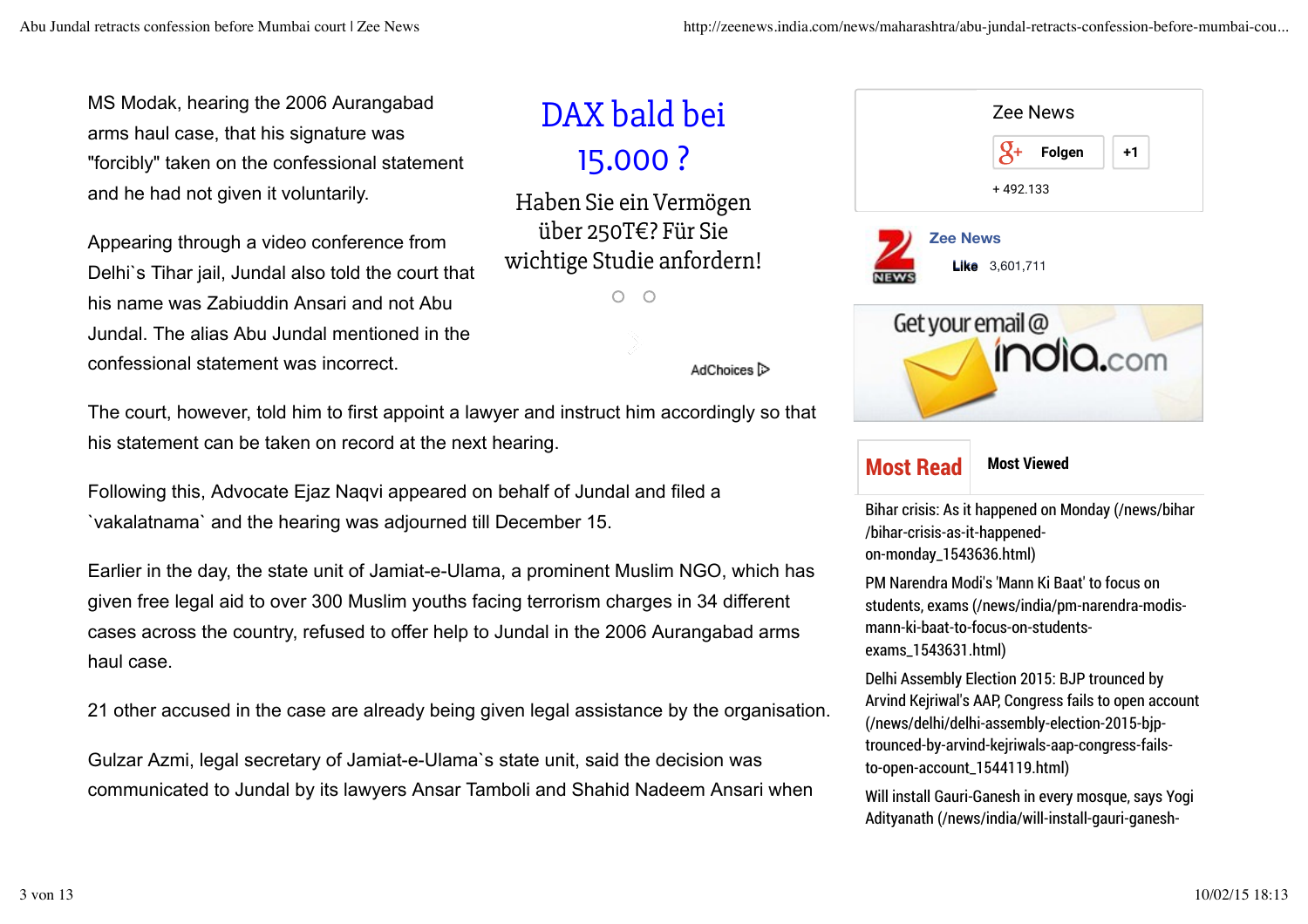MS Modak, hearing the 2006 Aurangabad arms haul case, that his signature was "forcibly" taken on the confessional statement and he had not given it voluntarily.

Appearing through a video conference from Delhi`s Tihar jail, Jundal also told the court that his name was Zabiuddin Ansari and not Abu Jundal. The alias Abu Jundal mentioned in the confessional statement was incorrect.

The court, however, told him to first appoint a lawyer and instruct him accordingly so that his statement can be taken on record at the next hearing.

Following this, Advocate Ejaz Naqvi appeared on behalf of Jundal and filed a `vakalatnama` and the hearing was adjourned till December 15.

Earlier in the day, the state unit of Jamiat-e-Ulama, a prominent Muslim NGO, which has given free legal aid to over 300 Muslim youths facing terrorism charges in 34 different cases across the country, refused to offer help to Jundal in the 2006 Aurangabad arms haul case.

21 other accused in the case are already being given legal assistance by the organisation.

Gulzar Azmi, legal secretary of Jamiat-e-Ulama`s state unit, said the decision was communicated to Jundal by its lawyers Ansar Tamboli and Shahid Nadeem Ansari when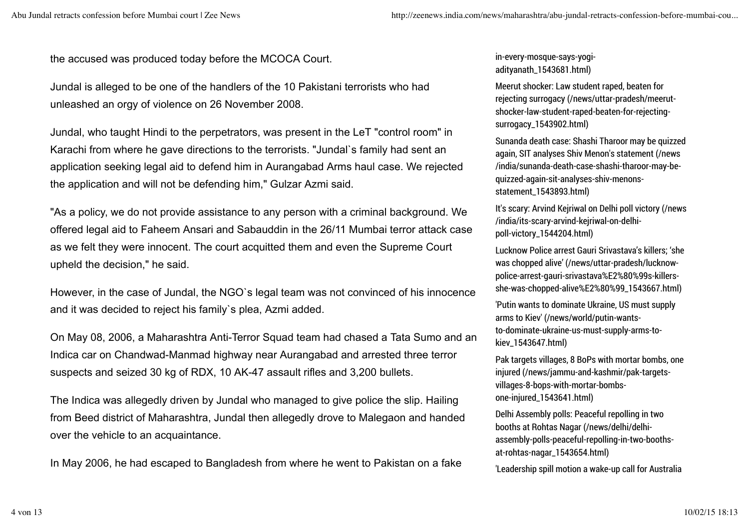the accused was produced today before the MCOCA Court.

Jundal is alleged to be one of the handlers of the 10 Pakistani terrorists who had unleashed an orgy of violence on 26 November 2008.

Jundal, who taught Hindi to the perpetrators, was present in the LeT "control room" in Karachi from where he gave directions to the terrorists. "Jundal`s family had sent an application seeking legal aid to defend him in Aurangabad Arms haul case. We rejected the application and will not be defending him," Gulzar Azmi said.

"As a policy, we do not provide assistance to any person with a criminal background. We offered legal aid to Faheem Ansari and Sabauddin in the 26/11 Mumbai terror attack case as we felt they were innocent. The court acquitted them and even the Supreme Court upheld the decision," he said.

However, in the case of Jundal, the NGO`s legal team was not convinced of his innocence and it was decided to reject his family`s plea, Azmi added.

On May 08, 2006, a Maharashtra Anti-Terror Squad team had chased a Tata Sumo and an Indica car on Chandwad-Manmad highway near Aurangabad and arrested three terror suspects and seized 30 kg of RDX, 10 AK-47 assault rifles and 3,200 bullets.

The Indica was allegedly driven by Jundal who managed to give police the slip. Hailing from Beed district of Maharashtra, Jundal then allegedly drove to Malegaon and handed over the vehicle to an acquaintance.

In May 2006, he had escaped to Bangladesh from where he went to Pakistan on a fake

in-every-mosque-says-yogi-adityanath_1543681.html)

Meerut shocker: Law student raped, beaten for rejecting surrogacy (/news/uttar-pradesh/meerut-shocker-law-student-raped-beaten-for-rejecting-surrogacy_1543902.html)

Sunanda death case: Shashi Tharoor may be quizzed again, SIT analyses Shiv Menon's statement (/news/india/sunanda-death-case-shashi-tharoor-may-be-quizzed-again-sit-analyses-shiv-menons-statement_1543893.html)

It's scary: Arvind Kejriwal on Delhi poll victory (/news/india/its-scary-arvind-kejriwal-on-delhi-poll-victory_1544204.html)

Lucknow Police arrest Gauri Srivastava's killers; 'she was chopped alive' (/news/uttar-pradesh/lucknow-police-arrest-gauri-srivastava%E2%80%99s-killers-she-was-chopped-alive%E2%80%99_1543667.html)

'Putin wants to dominate Ukraine, US must supply arms to Kiev' (/news/world/putin-wants-to-dominate-ukraine-us-must-supply-arms-to-kiev_1543647.html)

Pak targets villages, 8 BoPs with mortar bombs, one injured (/news/jammu-and-kashmir/pak-targets-villages-8-bops-with-mortar-bombs-one-injured_1543641.html)

Delhi Assembly polls: Peaceful repolling in two booths at Rohtas Nagar (/news/delhi/delhi-assembly-polls-peaceful-repolling-in-two-booths-at-rohtas-nagar_1543654.html)

'Leadership spill motion a wake-up call for Australia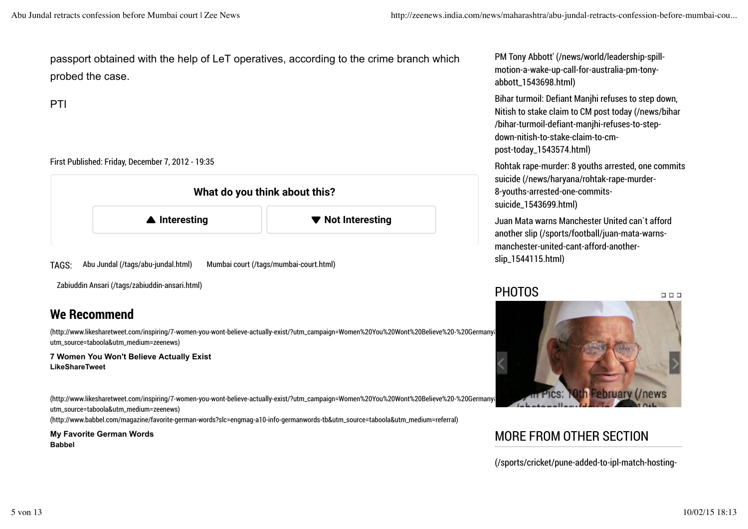passport obtained with the help of LeT operatives, according to the crime branch which probed the case.

PTI

First Published: Friday, December 7, 2012 - 19:35

**What do you think about this?**

▲ Interesting ▼ Not Interesting

TAGS: Abu Jundal (/tags/abu-jundal.html) Mumbai court (/tags/mumbai-court.html) Zabiuddin Ansari (/tags/zabiuddin-ansari.html)

## We Recommend

(http://www.likesharetweet.com/inspiring/7-women-you-wont-believe-actually-exist/?utm_campaign=Women%20You%20Wont%20Believe%20-%20Germany& utm_source=taboola&utm_medium=zeenews)

**7 Women You Won't Believe Actually Exist**
**LikeShareTweet**

(http://www.likesharetweet.com/inspiring/7-women-you-wont-believe-actually-exist/?utm_campaign=Women%20You%20Wont%20Believe%20-%20Germany& utm_source=taboola&utm_medium=zeenews)
(http://www.babbel.com/magazine/favorite-german-words?slc=engmag-a10-info-germanwords-tb&utm_source=taboola&utm_medium=referral)

**My Favorite German Words**
**Babbel**

PM Tony Abbott' (/news/world/leadership-spill-motion-a-wake-up-call-for-australia-pm-tony-abbott_1543698.html)

Bihar turmoil: Defiant Manjhi refuses to step down, Nitish to stake claim to CM post today (/news/bihar/bihar-turmoil-defiant-manjhi-refuses-to-step-down-nitish-to-stake-claim-to-cm-post-today_1543574.html)

Rohtak rape-murder: 8 youths arrested, one commits suicide (/news/haryana/rohtak-rape-murder-8-youths-arrested-one-commits-suicide_1543699.html)

Juan Mata warns Manchester United can`t afford another slip (/sports/football/juan-mata-warns-manchester-united-cant-afford-another-slip_1544115.html)

## PHOTOS

In Pics: 10th February (/news

## MORE FROM OTHER SECTION

(/sports/cricket/pune-added-to-ipl-match-hosting-